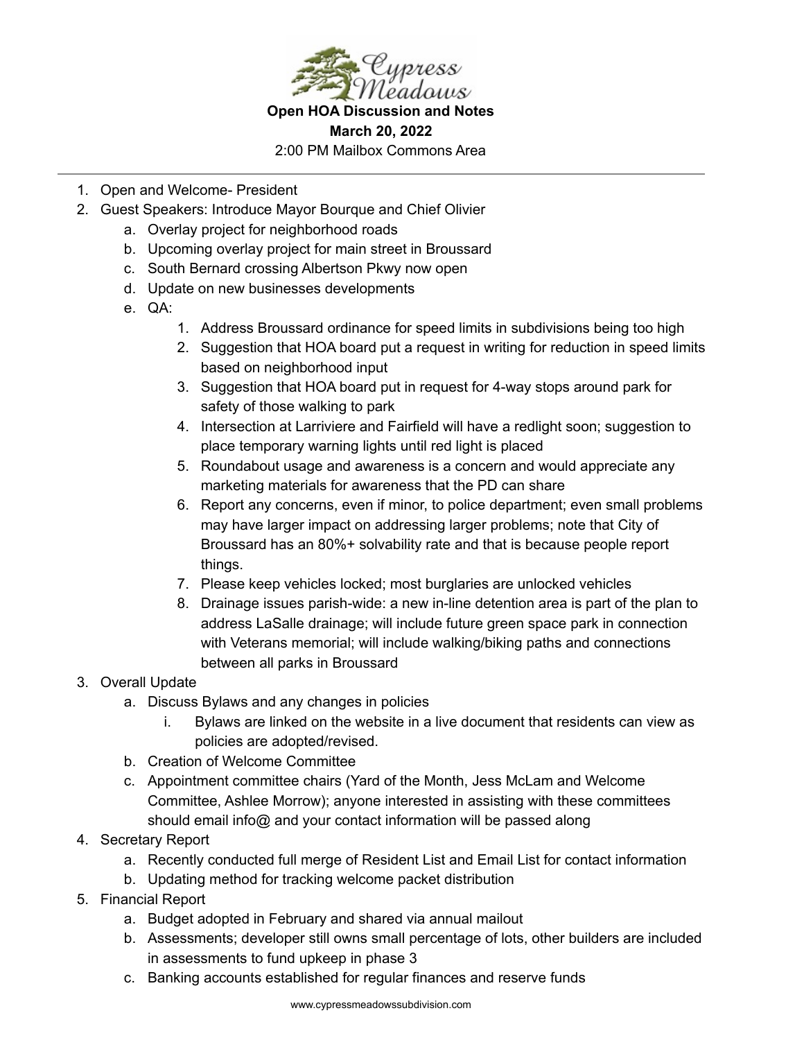**Open HOA Discussion and Notes**

**March 20, 2022**

2:00 PM Mailbox Commons Area

---

1. Open and Welcome- President
2. Guest Speakers: Introduce Mayor Bourque and Chief Olivier
    a. Overlay project for neighborhood roads
    b. Upcoming overlay project for main street in Broussard
    c. South Bernard crossing Albertson Pkwy now open
    d. Update on new businesses developments
    e. QA:
        1. Address Broussard ordinance for speed limits in subdivisions being too high
        2. Suggestion that HOA board put a request in writing for reduction in speed limits based on neighborhood input
        3. Suggestion that HOA board put in request for 4-way stops around park for safety of those walking to park
        4. Intersection at Larriviere and Fairfield will have a redlight soon; suggestion to place temporary warning lights until red light is placed
        5. Roundabout usage and awareness is a concern and would appreciate any marketing materials for awareness that the PD can share
        6. Report any concerns, even if minor, to police department; even small problems may have larger impact on addressing larger problems; note that City of Broussard has an 80%+ solvability rate and that is because people report things.
        7. Please keep vehicles locked; most burglaries are unlocked vehicles
        8. Drainage issues parish-wide: a new in-line detention area is part of the plan to address LaSalle drainage; will include future green space park in connection with Veterans memorial; will include walking/biking paths and connections between all parks in Broussard
3. Overall Update
    a. Discuss Bylaws and any changes in policies
        i. Bylaws are linked on the website in a live document that residents can view as policies are adopted/revised.
    b. Creation of Welcome Committee
    c. Appointment committee chairs (Yard of the Month, Jess McLam and Welcome Committee, Ashlee Morrow); anyone interested in assisting with these committees should email info@ and your contact information will be passed along
4. Secretary Report
    a. Recently conducted full merge of Resident List and Email List for contact information
    b. Updating method for tracking welcome packet distribution
5. Financial Report
    a. Budget adopted in February and shared via annual mailout
    b. Assessments; developer still owns small percentage of lots, other builders are included in assessments to fund upkeep in phase 3
    c. Banking accounts established for regular finances and reserve funds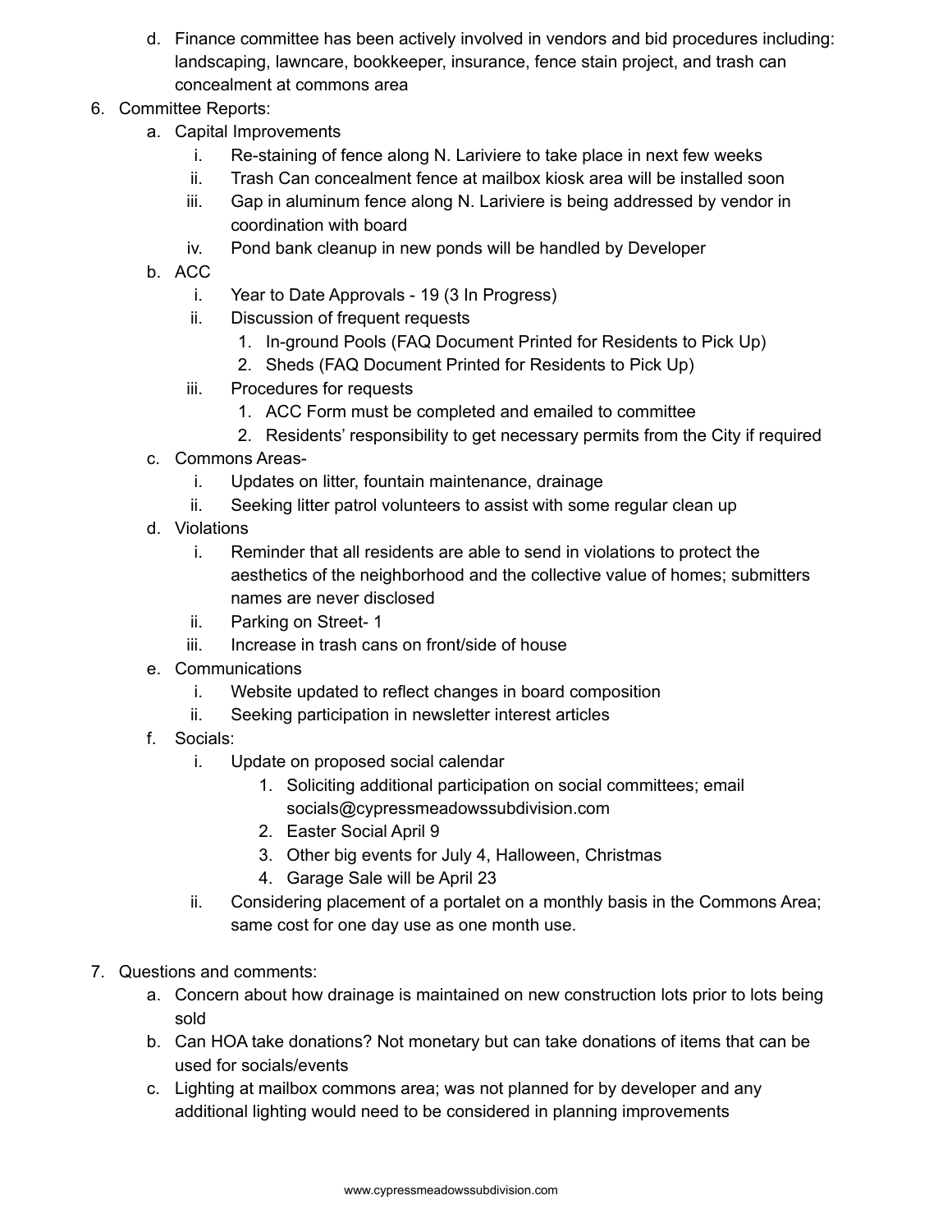d. Finance committee has been actively involved in vendors and bid procedures including: landscaping, lawncare, bookkeeper, insurance, fence stain project, and trash can concealment at commons area

6. Committee Reports:
   a. Capital Improvements
      i. Re-staining of fence along N. Lariviere to take place in next few weeks
      ii. Trash Can concealment fence at mailbox kiosk area will be installed soon
      iii. Gap in aluminum fence along N. Lariviere is being addressed by vendor in coordination with board
      iv. Pond bank cleanup in new ponds will be handled by Developer
   b. ACC
      i. Year to Date Approvals - 19 (3 In Progress)
      ii. Discussion of frequent requests
         1. In-ground Pools (FAQ Document Printed for Residents to Pick Up)
         2. Sheds (FAQ Document Printed for Residents to Pick Up)
      iii. Procedures for requests
         1. ACC Form must be completed and emailed to committee
         2. Residents' responsibility to get necessary permits from the City if required
   c. Commons Areas-
      i. Updates on litter, fountain maintenance, drainage
      ii. Seeking litter patrol volunteers to assist with some regular clean up
   d. Violations
      i. Reminder that all residents are able to send in violations to protect the aesthetics of the neighborhood and the collective value of homes; submitters names are never disclosed
      ii. Parking on Street- 1
      iii. Increase in trash cans on front/side of house
   e. Communications
      i. Website updated to reflect changes in board composition
      ii. Seeking participation in newsletter interest articles
   f. Socials:
      i. Update on proposed social calendar
         1. Soliciting additional participation on social committees; email socials@cypressmeadowssubdivision.com
         2. Easter Social April 9
         3. Other big events for July 4, Halloween, Christmas
         4. Garage Sale will be April 23
      ii. Considering placement of a portalet on a monthly basis in the Commons Area; same cost for one day use as one month use.

7. Questions and comments:
   a. Concern about how drainage is maintained on new construction lots prior to lots being sold
   b. Can HOA take donations? Not monetary but can take donations of items that can be used for socials/events
   c. Lighting at mailbox commons area; was not planned for by developer and any additional lighting would need to be considered in planning improvements